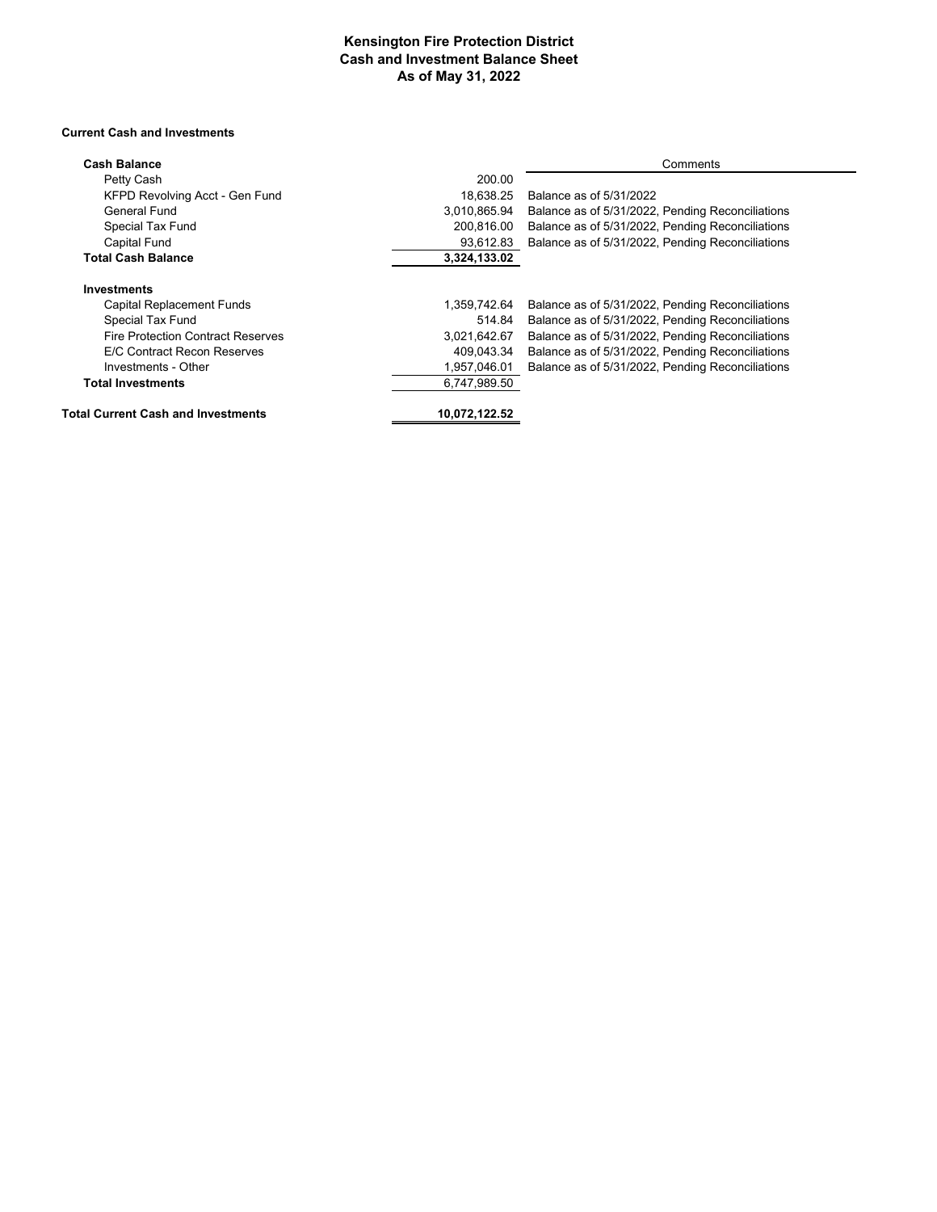# Kensington Fire Protection District
## Cash and Investment Balance Sheet
### As of May 31, 2022

**Current Cash and Investments**

| | | Comments |
|---|---|---|
| **Cash Balance** | | |
| Petty Cash | 200.00 | |
| KFPD Revolving Acct - Gen Fund | 18,638.25 | Balance as of 5/31/2022 |
| General Fund | 3,010,865.94 | Balance as of 5/31/2022, Pending Reconciliations |
| Special Tax Fund | 200,816.00 | Balance as of 5/31/2022, Pending Reconciliations |
| Capital Fund | 93,612.83 | Balance as of 5/31/2022, Pending Reconciliations |
| **Total Cash Balance** | **3,324,133.02** | |
| **Investments** | | |
| Capital Replacement Funds | 1,359,742.64 | Balance as of 5/31/2022, Pending Reconciliations |
| Special Tax Fund | 514.84 | Balance as of 5/31/2022, Pending Reconciliations |
| Fire Protection Contract Reserves | 3,021,642.67 | Balance as of 5/31/2022, Pending Reconciliations |
| E/C Contract Recon Reserves | 409,043.34 | Balance as of 5/31/2022, Pending Reconciliations |
| Investments - Other | 1,957,046.01 | Balance as of 5/31/2022, Pending Reconciliations |
| **Total Investments** | 6,747,989.50 | |
| **Total Current Cash and Investments** | **10,072,122.52** | |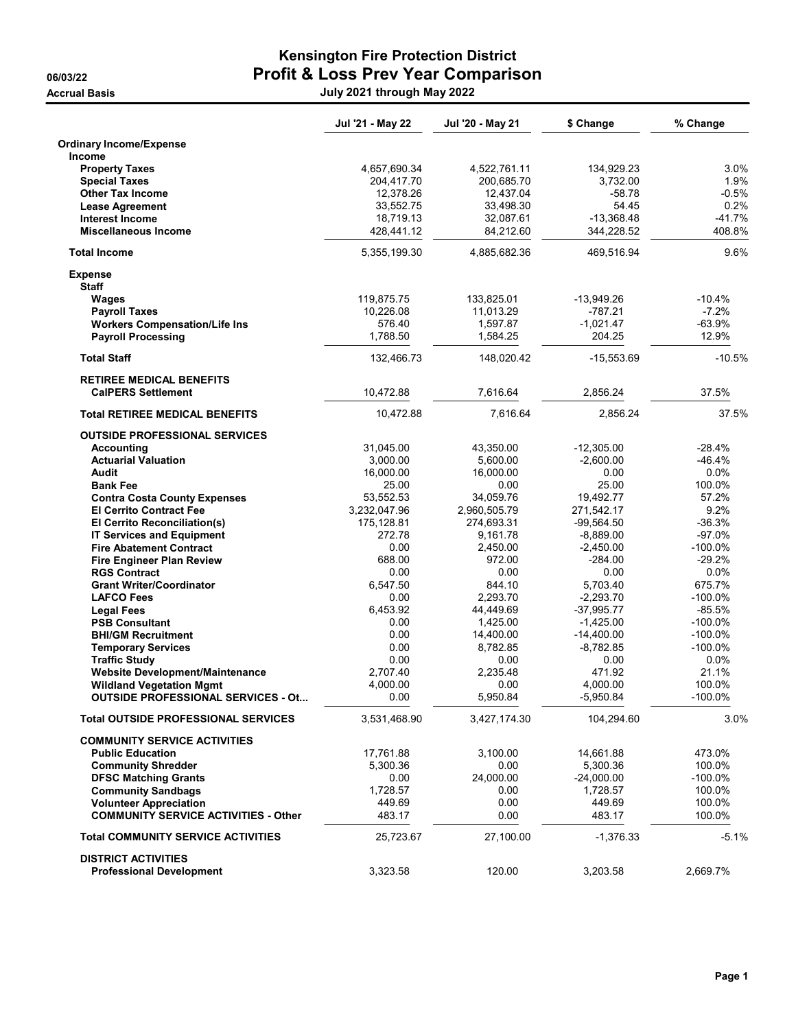# Kensington Fire Protection District

## Profit & Loss Prev Year Comparison

06/03/22

Accrual Basis

July 2021 through May 2022

| | Jul '21 - May 22 | Jul '20 - May 21 | $ Change | % Change |
|---|---|---|---|---|
| **Ordinary Income/Expense** | | | | |
| **Income** | | | | |
| **Property Taxes** | 4,657,690.34 | 4,522,761.11 | 134,929.23 | 3.0% |
| **Special Taxes** | 204,417.70 | 200,685.70 | 3,732.00 | 1.9% |
| **Other Tax Income** | 12,378.26 | 12,437.04 | -58.78 | -0.5% |
| **Lease Agreement** | 33,552.75 | 33,498.30 | 54.45 | 0.2% |
| **Interest Income** | 18,719.13 | 32,087.61 | -13,368.48 | -41.7% |
| **Miscellaneous Income** | 428,441.12 | 84,212.60 | 344,228.52 | 408.8% |
| **Total Income** | 5,355,199.30 | 4,885,682.36 | 469,516.94 | 9.6% |
| **Expense** | | | | |
| **Staff** | | | | |
| **Wages** | 119,875.75 | 133,825.01 | -13,949.26 | -10.4% |
| **Payroll Taxes** | 10,226.08 | 11,013.29 | -787.21 | -7.2% |
| **Workers Compensation/Life Ins** | 576.40 | 1,597.87 | -1,021.47 | -63.9% |
| **Payroll Processing** | 1,788.50 | 1,584.25 | 204.25 | 12.9% |
| **Total Staff** | 132,466.73 | 148,020.42 | -15,553.69 | -10.5% |
| **RETIREE MEDICAL BENEFITS** | | | | |
| **CalPERS Settlement** | 10,472.88 | 7,616.64 | 2,856.24 | 37.5% |
| **Total RETIREE MEDICAL BENEFITS** | 10,472.88 | 7,616.64 | 2,856.24 | 37.5% |
| **OUTSIDE PROFESSIONAL SERVICES** | | | | |
| **Accounting** | 31,045.00 | 43,350.00 | -12,305.00 | -28.4% |
| **Actuarial Valuation** | 3,000.00 | 5,600.00 | -2,600.00 | -46.4% |
| **Audit** | 16,000.00 | 16,000.00 | 0.00 | 0.0% |
| **Bank Fee** | 25.00 | 0.00 | 25.00 | 100.0% |
| **Contra Costa County Expenses** | 53,552.53 | 34,059.76 | 19,492.77 | 57.2% |
| **El Cerrito Contract Fee** | 3,232,047.96 | 2,960,505.79 | 271,542.17 | 9.2% |
| **El Cerrito Reconciliation(s)** | 175,128.81 | 274,693.31 | -99,564.50 | -36.3% |
| **IT Services and Equipment** | 272.78 | 9,161.78 | -8,889.00 | -97.0% |
| **Fire Abatement Contract** | 0.00 | 2,450.00 | -2,450.00 | -100.0% |
| **Fire Engineer Plan Review** | 688.00 | 972.00 | -284.00 | -29.2% |
| **RGS Contract** | 0.00 | 0.00 | 0.00 | 0.0% |
| **Grant Writer/Coordinator** | 6,547.50 | 844.10 | 5,703.40 | 675.7% |
| **LAFCO Fees** | 0.00 | 2,293.70 | -2,293.70 | -100.0% |
| **Legal Fees** | 6,453.92 | 44,449.69 | -37,995.77 | -85.5% |
| **PSB Consultant** | 0.00 | 1,425.00 | -1,425.00 | -100.0% |
| **BHI/GM Recruitment** | 0.00 | 14,400.00 | -14,400.00 | -100.0% |
| **Temporary Services** | 0.00 | 8,782.85 | -8,782.85 | -100.0% |
| **Traffic Study** | 0.00 | 0.00 | 0.00 | 0.0% |
| **Website Development/Maintenance** | 2,707.40 | 2,235.48 | 471.92 | 21.1% |
| **Wildland Vegetation Mgmt** | 4,000.00 | 0.00 | 4,000.00 | 100.0% |
| **OUTSIDE PROFESSIONAL SERVICES - Ot...** | 0.00 | 5,950.84 | -5,950.84 | -100.0% |
| **Total OUTSIDE PROFESSIONAL SERVICES** | 3,531,468.90 | 3,427,174.30 | 104,294.60 | 3.0% |
| **COMMUNITY SERVICE ACTIVITIES** | | | | |
| **Public Education** | 17,761.88 | 3,100.00 | 14,661.88 | 473.0% |
| **Community Shredder** | 5,300.36 | 0.00 | 5,300.36 | 100.0% |
| **DFSC Matching Grants** | 0.00 | 24,000.00 | -24,000.00 | -100.0% |
| **Community Sandbags** | 1,728.57 | 0.00 | 1,728.57 | 100.0% |
| **Volunteer Appreciation** | 449.69 | 0.00 | 449.69 | 100.0% |
| **COMMUNITY SERVICE ACTIVITIES - Other** | 483.17 | 0.00 | 483.17 | 100.0% |
| **Total COMMUNITY SERVICE ACTIVITIES** | 25,723.67 | 27,100.00 | -1,376.33 | -5.1% |
| **DISTRICT ACTIVITIES** | | | | |
| **Professional Development** | 3,323.58 | 120.00 | 3,203.58 | 2,669.7% |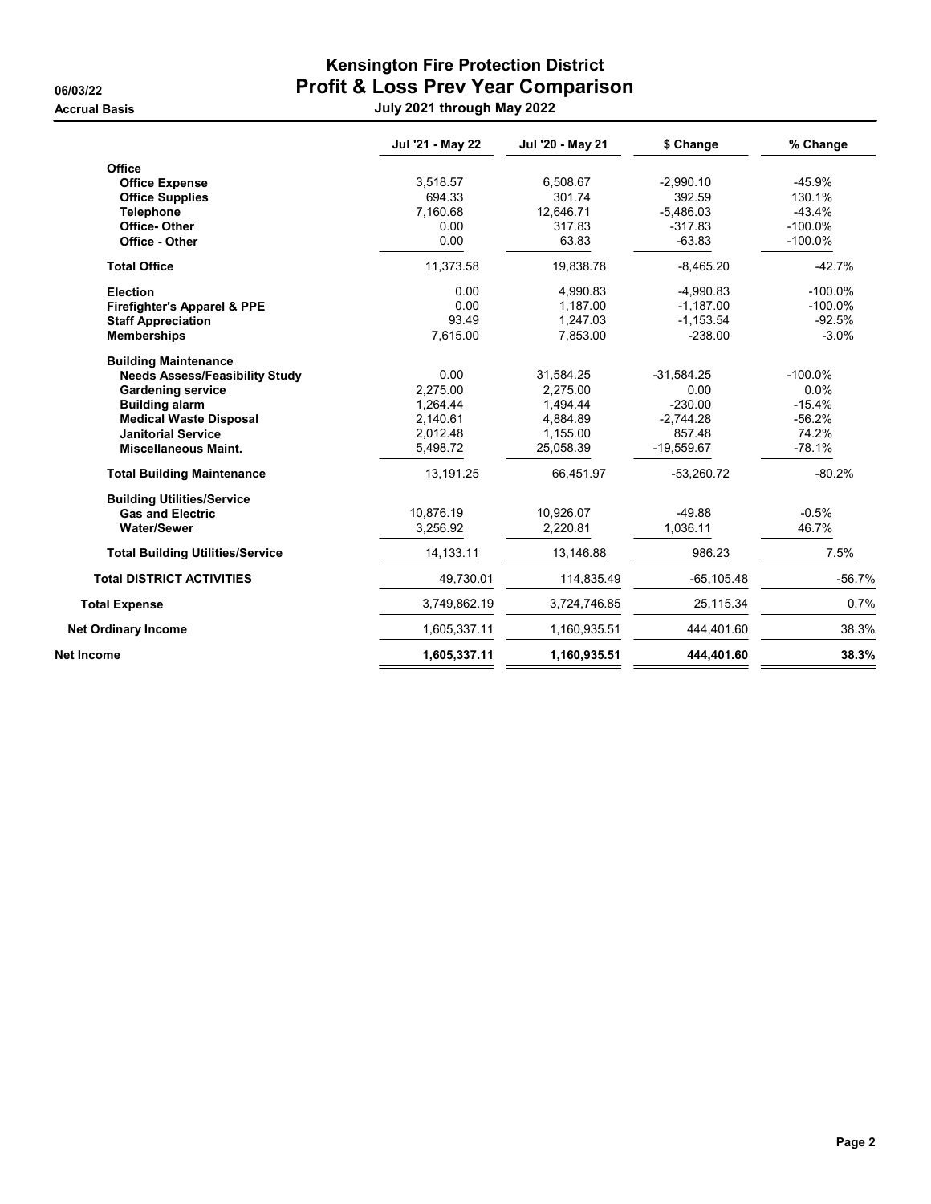# Kensington Fire Protection District

**06/03/22**

# Profit & Loss Prev Year Comparison

**Accrual Basis**

**July 2021 through May 2022**

| | Jul '21 - May 22 | Jul '20 - May 21 | $ Change | % Change |
|---|---|---|---|---|
| **Office** | | | | |
| **Office Expense** | 3,518.57 | 6,508.67 | -2,990.10 | -45.9% |
| **Office Supplies** | 694.33 | 301.74 | 392.59 | 130.1% |
| **Telephone** | 7,160.68 | 12,646.71 | -5,486.03 | -43.4% |
| **Office- Other** | 0.00 | 317.83 | -317.83 | -100.0% |
| **Office - Other** | 0.00 | 63.83 | -63.83 | -100.0% |
| **Total Office** | 11,373.58 | 19,838.78 | -8,465.20 | -42.7% |
| **Election** | 0.00 | 4,990.83 | -4,990.83 | -100.0% |
| **Firefighter's Apparel & PPE** | 0.00 | 1,187.00 | -1,187.00 | -100.0% |
| **Staff Appreciation** | 93.49 | 1,247.03 | -1,153.54 | -92.5% |
| **Memberships** | 7,615.00 | 7,853.00 | -238.00 | -3.0% |
| **Building Maintenance** | | | | |
| **Needs Assess/Feasibility Study** | 0.00 | 31,584.25 | -31,584.25 | -100.0% |
| **Gardening service** | 2,275.00 | 2,275.00 | 0.00 | 0.0% |
| **Building alarm** | 1,264.44 | 1,494.44 | -230.00 | -15.4% |
| **Medical Waste Disposal** | 2,140.61 | 4,884.89 | -2,744.28 | -56.2% |
| **Janitorial Service** | 2,012.48 | 1,155.00 | 857.48 | 74.2% |
| **Miscellaneous Maint.** | 5,498.72 | 25,058.39 | -19,559.67 | -78.1% |
| **Total Building Maintenance** | 13,191.25 | 66,451.97 | -53,260.72 | -80.2% |
| **Building Utilities/Service** | | | | |
| **Gas and Electric** | 10,876.19 | 10,926.07 | -49.88 | -0.5% |
| **Water/Sewer** | 3,256.92 | 2,220.81 | 1,036.11 | 46.7% |
| **Total Building Utilities/Service** | 14,133.11 | 13,146.88 | 986.23 | 7.5% |
| **Total DISTRICT ACTIVITIES** | 49,730.01 | 114,835.49 | -65,105.48 | -56.7% |
| **Total Expense** | 3,749,862.19 | 3,724,746.85 | 25,115.34 | 0.7% |
| **Net Ordinary Income** | 1,605,337.11 | 1,160,935.51 | 444,401.60 | 38.3% |
| **Net Income** | **1,605,337.11** | **1,160,935.51** | **444,401.60** | **38.3%** |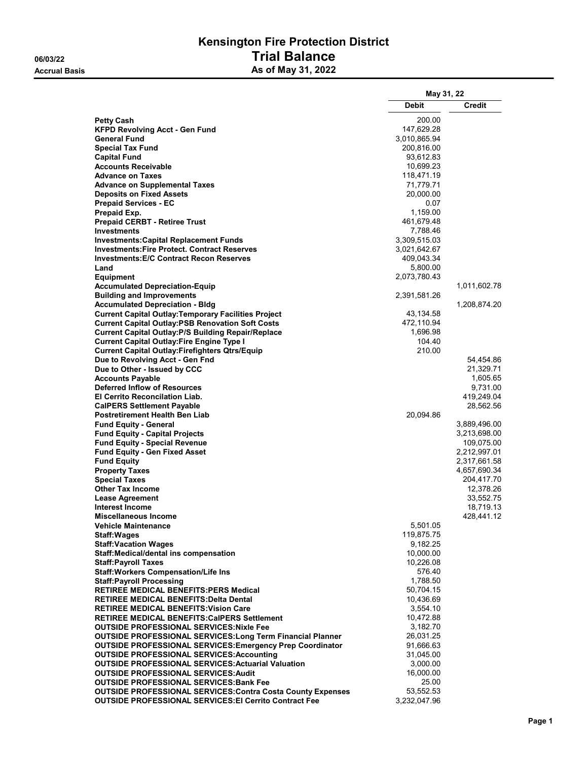# Kensington Fire Protection District

## Trial Balance

### As of May 31, 2022

06/03/22

Accrual Basis

| | May 31, 22 | |
|---|---|---|
| | **Debit** | **Credit** |
| **Petty Cash** | 200.00 | |
| **KFPD Revolving Acct - Gen Fund** | 147,629.28 | |
| **General Fund** | 3,010,865.94 | |
| **Special Tax Fund** | 200,816.00 | |
| **Capital Fund** | 93,612.83 | |
| **Accounts Receivable** | 10,699.23 | |
| **Advance on Taxes** | 118,471.19 | |
| **Advance on Supplemental Taxes** | 71,779.71 | |
| **Deposits on Fixed Assets** | 20,000.00 | |
| **Prepaid Services - EC** | 0.07 | |
| **Prepaid Exp.** | 1,159.00 | |
| **Prepaid CERBT - Retiree Trust** | 461,679.48 | |
| **Investments** | 7,788.46 | |
| **Investments:Capital Replacement Funds** | 3,309,515.03 | |
| **Investments:Fire Protect. Contract Reserves** | 3,021,642.67 | |
| **Investments:E/C Contract Recon Reserves** | 409,043.34 | |
| **Land** | 5,800.00 | |
| **Equipment** | 2,073,780.43 | |
| **Accumulated Depreciation-Equip** | | 1,011,602.78 |
| **Building and Improvements** | 2,391,581.26 | |
| **Accumulated Depreciation - Bldg** | | 1,208,874.20 |
| **Current Capital Outlay:Temporary Facilities Project** | 43,134.58 | |
| **Current Capital Outlay:PSB Renovation Soft Costs** | 472,110.94 | |
| **Current Capital Outlay:P/S Building Repair/Replace** | 1,696.98 | |
| **Current Capital Outlay:Fire Engine Type I** | 104.40 | |
| **Current Capital Outlay:Firefighters Qtrs/Equip** | 210.00 | |
| **Due to Revolving Acct - Gen Fnd** | | 54,454.86 |
| **Due to Other - Issued by CCC** | | 21,329.71 |
| **Accounts Payable** | | 1,605.65 |
| **Deferred Inflow of Resources** | | 9,731.00 |
| **El Cerrito Reconcilation Liab.** | | 419,249.04 |
| **CalPERS Settlement Payable** | | 28,562.56 |
| **Postretirement Health Ben Liab** | 20,094.86 | |
| **Fund Equity - General** | | 3,889,496.00 |
| **Fund Equity - Capital Projects** | | 3,213,698.00 |
| **Fund Equity - Special Revenue** | | 109,075.00 |
| **Fund Equity - Gen Fixed Asset** | | 2,212,997.01 |
| **Fund Equity** | | 2,317,661.58 |
| **Property Taxes** | | 4,657,690.34 |
| **Special Taxes** | | 204,417.70 |
| **Other Tax Income** | | 12,378.26 |
| **Lease Agreement** | | 33,552.75 |
| **Interest Income** | | 18,719.13 |
| **Miscellaneous Income** | | 428,441.12 |
| **Vehicle Maintenance** | 5,501.05 | |
| **Staff:Wages** | 119,875.75 | |
| **Staff:Vacation Wages** | 9,182.25 | |
| **Staff:Medical/dental ins compensation** | 10,000.00 | |
| **Staff:Payroll Taxes** | 10,226.08 | |
| **Staff:Workers Compensation/Life Ins** | 576.40 | |
| **Staff:Payroll Processing** | 1,788.50 | |
| **RETIREE MEDICAL BENEFITS:PERS Medical** | 50,704.15 | |
| **RETIREE MEDICAL BENEFITS:Delta Dental** | 10,436.69 | |
| **RETIREE MEDICAL BENEFITS:Vision Care** | 3,554.10 | |
| **RETIREE MEDICAL BENEFITS:CalPERS Settlement** | 10,472.88 | |
| **OUTSIDE PROFESSIONAL SERVICES:Nixle Fee** | 3,182.70 | |
| **OUTSIDE PROFESSIONAL SERVICES:Long Term Financial Planner** | 26,031.25 | |
| **OUTSIDE PROFESSIONAL SERVICES:Emergency Prep Coordinator** | 91,666.63 | |
| **OUTSIDE PROFESSIONAL SERVICES:Accounting** | 31,045.00 | |
| **OUTSIDE PROFESSIONAL SERVICES:Actuarial Valuation** | 3,000.00 | |
| **OUTSIDE PROFESSIONAL SERVICES:Audit** | 16,000.00 | |
| **OUTSIDE PROFESSIONAL SERVICES:Bank Fee** | 25.00 | |
| **OUTSIDE PROFESSIONAL SERVICES:Contra Costa County Expenses** | 53,552.53 | |
| **OUTSIDE PROFESSIONAL SERVICES:El Cerrito Contract Fee** | 3,232,047.96 | |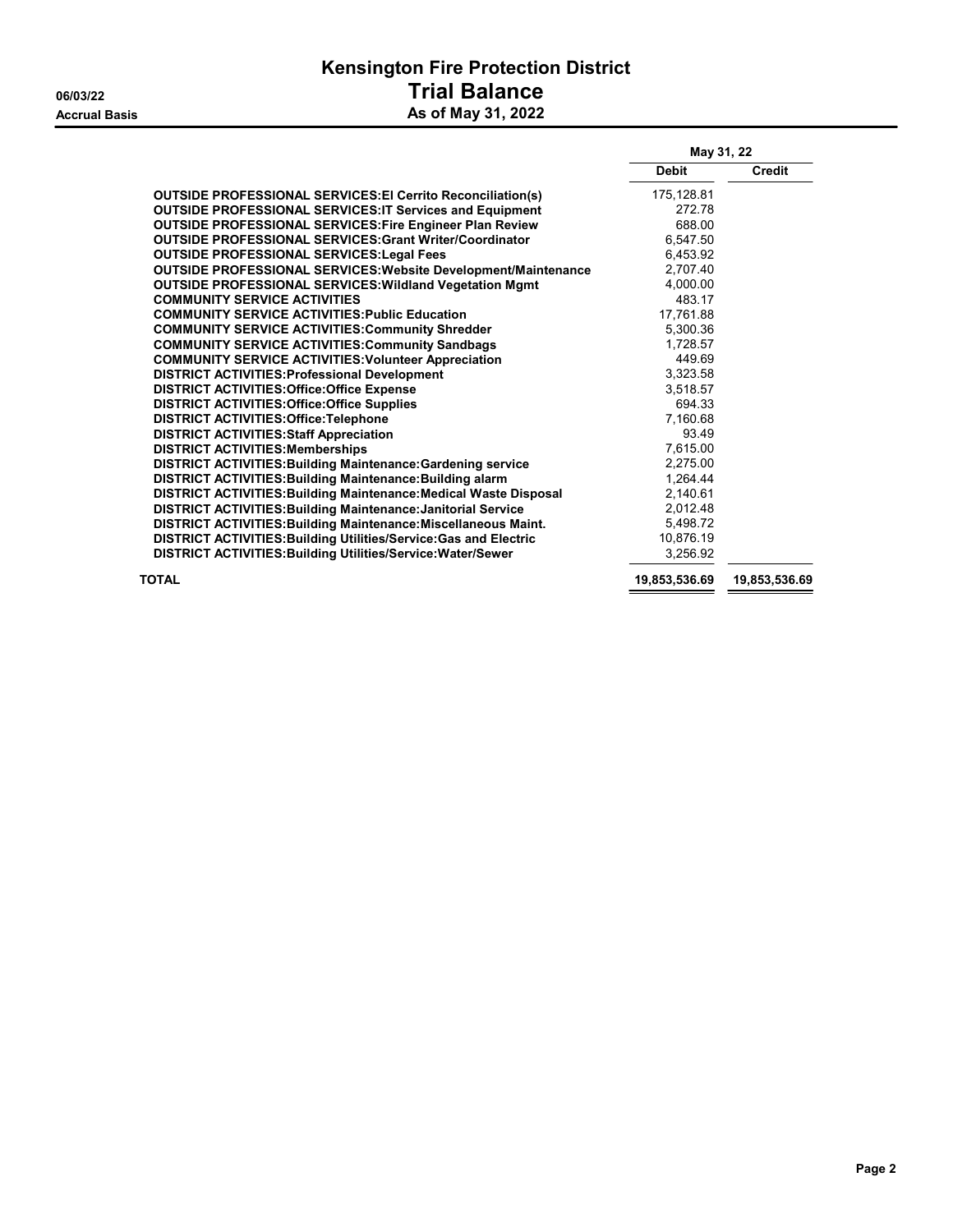# Kensington Fire Protection District

## Trial Balance

### As of May 31, 2022

06/03/22

Accrual Basis

| | May 31, 22 | |
|---|---|---|
| | **Debit** | **Credit** |
| **OUTSIDE PROFESSIONAL SERVICES:El Cerrito Reconciliation(s)** | 175,128.81 | |
| **OUTSIDE PROFESSIONAL SERVICES:IT Services and Equipment** | 272.78 | |
| **OUTSIDE PROFESSIONAL SERVICES:Fire Engineer Plan Review** | 688.00 | |
| **OUTSIDE PROFESSIONAL SERVICES:Grant Writer/Coordinator** | 6,547.50 | |
| **OUTSIDE PROFESSIONAL SERVICES:Legal Fees** | 6,453.92 | |
| **OUTSIDE PROFESSIONAL SERVICES:Website Development/Maintenance** | 2,707.40 | |
| **OUTSIDE PROFESSIONAL SERVICES:Wildland Vegetation Mgmt** | 4,000.00 | |
| **COMMUNITY SERVICE ACTIVITIES** | 483.17 | |
| **COMMUNITY SERVICE ACTIVITIES:Public Education** | 17,761.88 | |
| **COMMUNITY SERVICE ACTIVITIES:Community Shredder** | 5,300.36 | |
| **COMMUNITY SERVICE ACTIVITIES:Community Sandbags** | 1,728.57 | |
| **COMMUNITY SERVICE ACTIVITIES:Volunteer Appreciation** | 449.69 | |
| **DISTRICT ACTIVITIES:Professional Development** | 3,323.58 | |
| **DISTRICT ACTIVITIES:Office:Office Expense** | 3,518.57 | |
| **DISTRICT ACTIVITIES:Office:Office Supplies** | 694.33 | |
| **DISTRICT ACTIVITIES:Office:Telephone** | 7,160.68 | |
| **DISTRICT ACTIVITIES:Staff Appreciation** | 93.49 | |
| **DISTRICT ACTIVITIES:Memberships** | 7,615.00 | |
| **DISTRICT ACTIVITIES:Building Maintenance:Gardening service** | 2,275.00 | |
| **DISTRICT ACTIVITIES:Building Maintenance:Building alarm** | 1,264.44 | |
| **DISTRICT ACTIVITIES:Building Maintenance:Medical Waste Disposal** | 2,140.61 | |
| **DISTRICT ACTIVITIES:Building Maintenance:Janitorial Service** | 2,012.48 | |
| **DISTRICT ACTIVITIES:Building Maintenance:Miscellaneous Maint.** | 5,498.72 | |
| **DISTRICT ACTIVITIES:Building Utilities/Service:Gas and Electric** | 10,876.19 | |
| **DISTRICT ACTIVITIES:Building Utilities/Service:Water/Sewer** | 3,256.92 | |
| **TOTAL** | **19,853,536.69** | **19,853,536.69** |